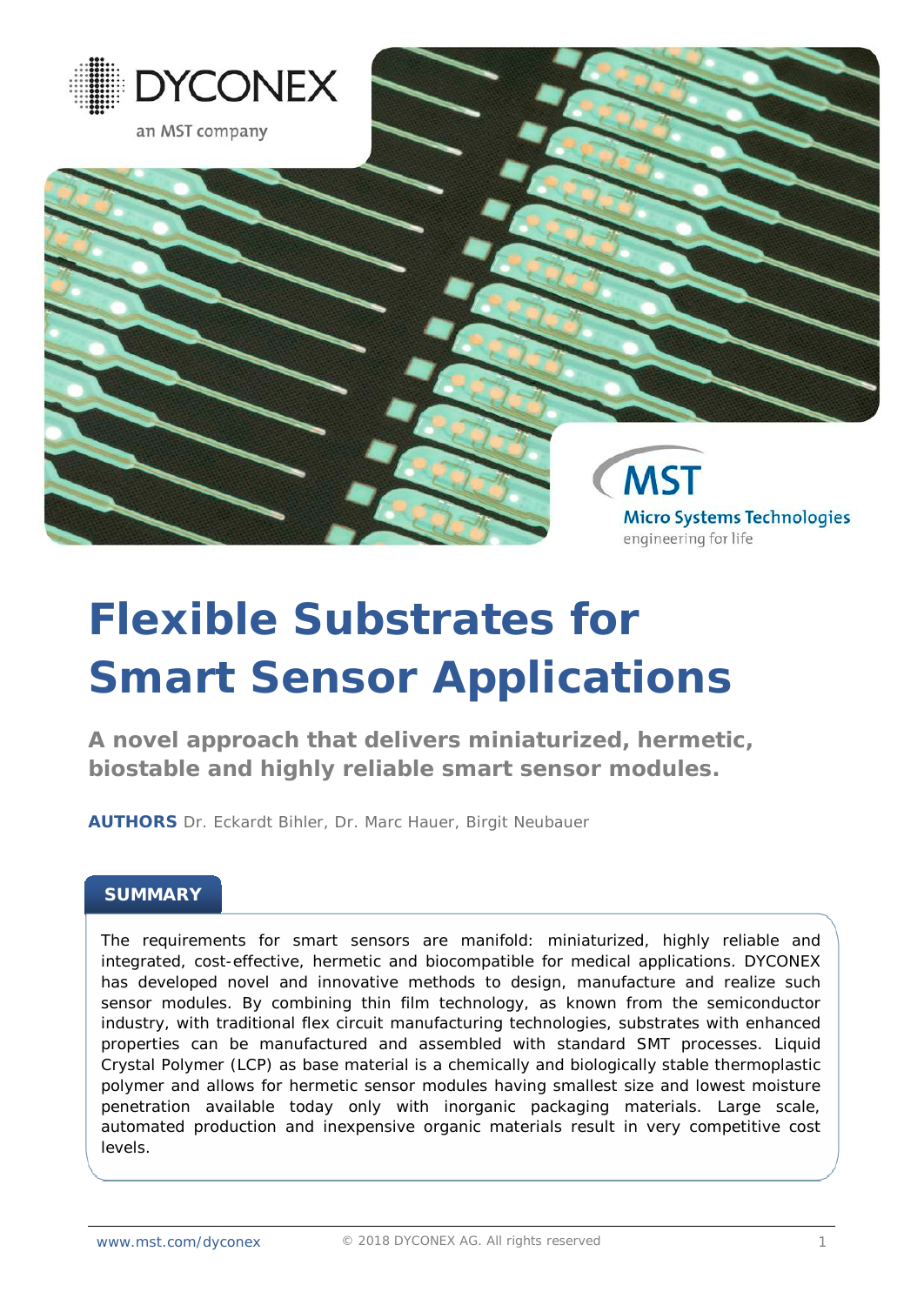DYCONEX

an MST company

MST

Micro Systems Technologies

engineering for life

# Flexible Substrates for Smart Sensor Applications

**A novel approach that delivers miniaturized, hermetic, biostable and highly reliable smart sensor modules.**

**AUTHORS** Dr. Eckardt Bihler, Dr. Marc Hauer, Birgit Neubauer

## SUMMARY

The requirements for smart sensors are manifold: miniaturized, highly reliable and integrated, cost-effective, hermetic and biocompatible for medical applications. DYCONEX has developed novel and innovative methods to design, manufacture and realize such sensor modules. By combining thin film technology, as known from the semiconductor industry, with traditional flex circuit manufacturing technologies, substrates with enhanced properties can be manufactured and assembled with standard SMT processes. Liquid Crystal Polymer (LCP) as base material is a chemically and biologically stable thermoplastic polymer and allows for hermetic sensor modules having smallest size and lowest moisture penetration available today only with inorganic packaging materials. Large scale, automated production and inexpensive organic materials result in very competitive cost levels.

www.mst.com/dyconex © 2018 DYCONEX AG. All rights reserved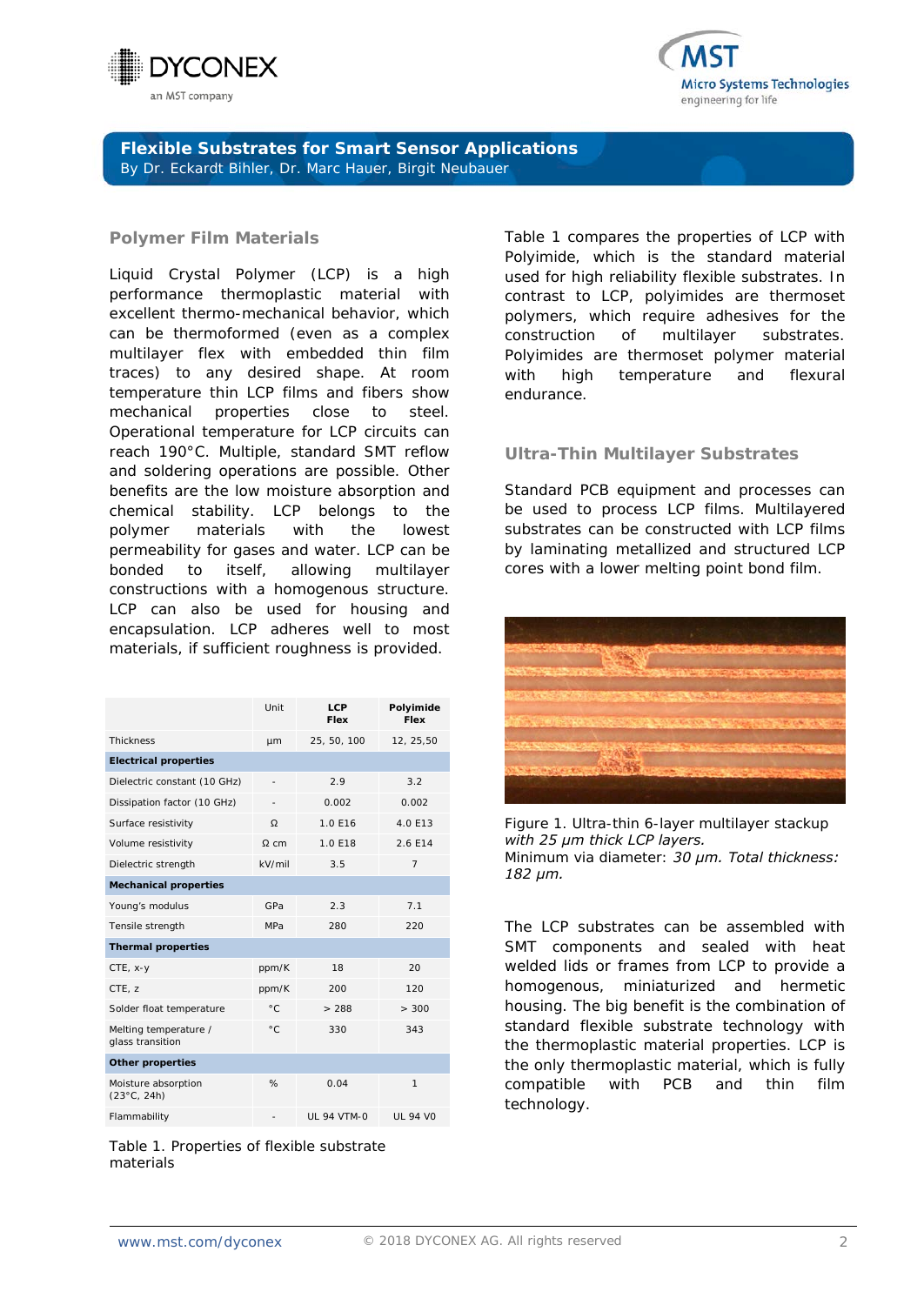## Flexible Substrates for Smart Sensor Applications

By Dr. Eckardt Bihler, Dr. Marc Hauer, Birgit Neubauer

### Polymer Film Materials

Liquid Crystal Polymer (LCP) is a high performance thermoplastic material with excellent thermo-mechanical behavior, which can be thermoformed (even as a complex multilayer flex with embedded thin film traces) to any desired shape. At room temperature thin LCP films and fibers show mechanical properties close to steel. Operational temperature for LCP circuits can reach 190°C. Multiple, standard SMT reflow and soldering operations are possible. Other benefits are the low moisture absorption and chemical stability. LCP belongs to the polymer materials with the lowest permeability for gases and water. LCP can be bonded to itself, allowing multilayer constructions with a homogenous structure. LCP can also be used for housing and encapsulation. LCP adheres well to most materials, if sufficient roughness is provided.

| | Unit | LCP Flex | Polyimide Flex |
|---|---|---|---|
| Thickness | µm | 25, 50, 100 | 12, 25,50 |
| **Electrical properties** | | | |
| Dielectric constant (10 GHz) | - | 2.9 | 3.2 |
| Dissipation factor (10 GHz) | - | 0.002 | 0.002 |
| Surface resistivity | Ω | 1.0 E16 | 4.0 E13 |
| Volume resistivity | Ω cm | 1.0 E18 | 2.6 E14 |
| Dielectric strength | kV/mil | 3.5 | 7 |
| **Mechanical properties** | | | |
| Young's modulus | GPa | 2.3 | 7.1 |
| Tensile strength | MPa | 280 | 220 |
| **Thermal properties** | | | |
| CTE, x-y | ppm/K | 18 | 20 |
| CTE, z | ppm/K | 200 | 120 |
| Solder float temperature | °C | > 288 | > 300 |
| Melting temperature / glass transition | °C | 330 | 343 |
| **Other properties** | | | |
| Moisture absorption (23°C, 24h) | % | 0.04 | 1 |
| Flammability | - | UL 94 VTM-0 | UL 94 V0 |

Table 1. Properties of flexible substrate materials

Table 1 compares the properties of LCP with Polyimide, which is the standard material used for high reliability flexible substrates. In contrast to LCP, polyimides are thermoset polymers, which require adhesives for the construction of multilayer substrates. Polyimides are thermoset polymer material with high temperature and flexural endurance.

### Ultra-Thin Multilayer Substrates

Standard PCB equipment and processes can be used to process LCP films. Multilayered substrates can be constructed with LCP films by laminating metallized and structured LCP cores with a lower melting point bond film.

Figure 1. Ultra-thin 6-layer multilayer stackup *with 25 µm thick LCP layers.*
Minimum via diameter: *30 µm. Total thickness: 182 µm.*

The LCP substrates can be assembled with SMT components and sealed with heat welded lids or frames from LCP to provide a homogenous, miniaturized and hermetic housing. The big benefit is the combination of standard flexible substrate technology with the thermoplastic material properties. LCP is the only thermoplastic material, which is fully compatible with PCB and thin film technology.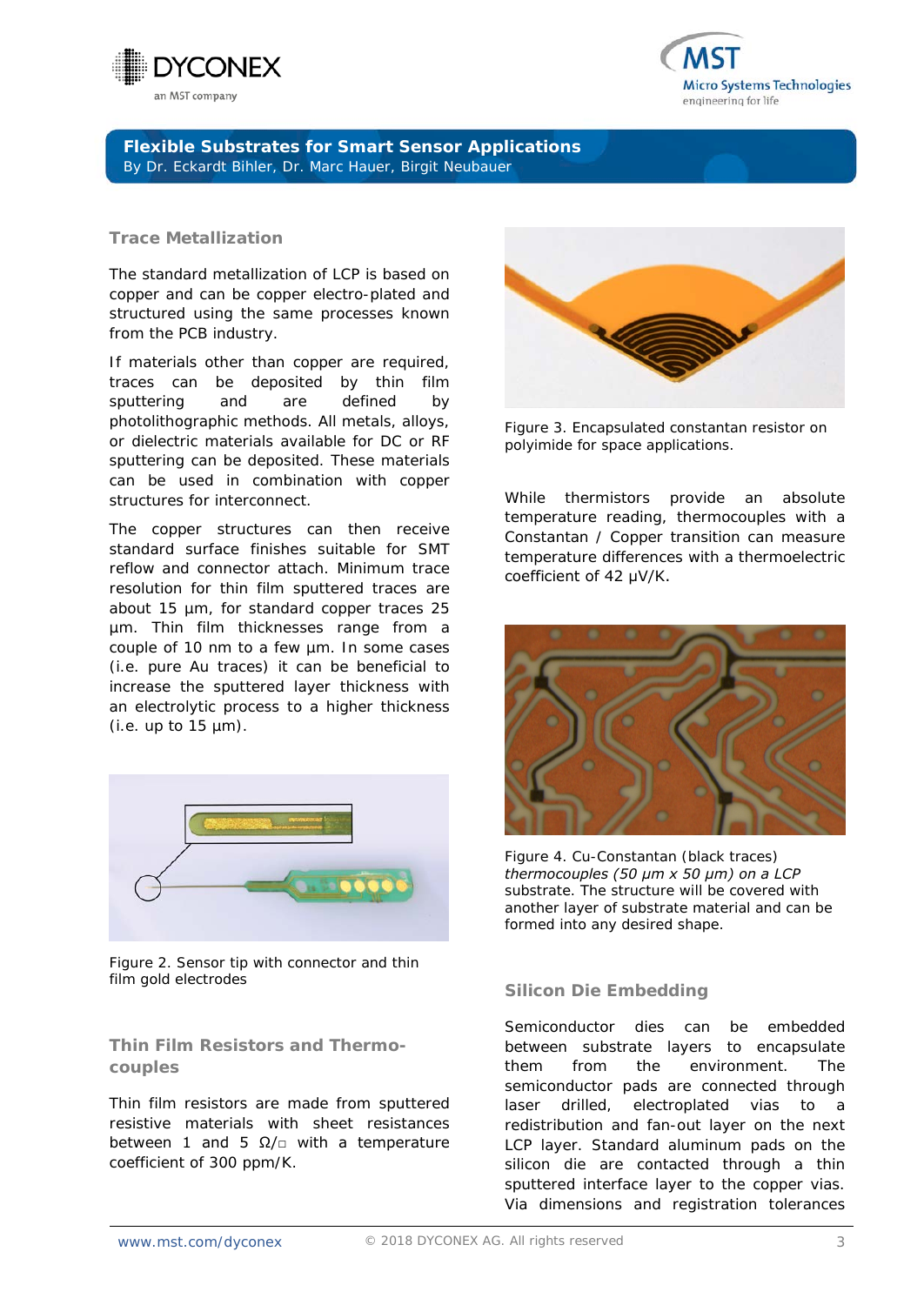## Trace Metallization

The standard metallization of LCP is based on copper and can be copper electro-plated and structured using the same processes known from the PCB industry.

If materials other than copper are required, traces can be deposited by thin film sputtering and are defined by photolithographic methods. All metals, alloys, or dielectric materials available for DC or RF sputtering can be deposited. These materials can be used in combination with copper structures for interconnect.

The copper structures can then receive standard surface finishes suitable for SMT reflow and connector attach. Minimum trace resolution for thin film sputtered traces are about 15 µm, for standard copper traces 25 µm. Thin film thicknesses range from a couple of 10 nm to a few µm. In some cases (i.e. pure Au traces) it can be beneficial to increase the sputtered layer thickness with an electrolytic process to a higher thickness (i.e. up to 15 µm).

Figure 2. Sensor tip with connector and thin film gold electrodes

## Thin Film Resistors and Thermo-couples

Thin film resistors are made from sputtered resistive materials with sheet resistances between 1 and 5 Ω/□ with a temperature coefficient of 300 ppm/K.

Figure 3. Encapsulated constantan resistor on polyimide for space applications.

While thermistors provide an absolute temperature reading, thermocouples with a Constantan / Copper transition can measure temperature differences with a thermoelectric coefficient of 42 µV/K.

Figure 4. Cu-Constantan (black traces) *thermocouples (50 µm x 50 µm) on a LCP* substrate. The structure will be covered with another layer of substrate material and can be formed into any desired shape.

## Silicon Die Embedding

Semiconductor dies can be embedded between substrate layers to encapsulate them from the environment. The semiconductor pads are connected through laser drilled, electroplated vias to a redistribution and fan-out layer on the next LCP layer. Standard aluminum pads on the silicon die are contacted through a thin sputtered interface layer to the copper vias. Via dimensions and registration tolerances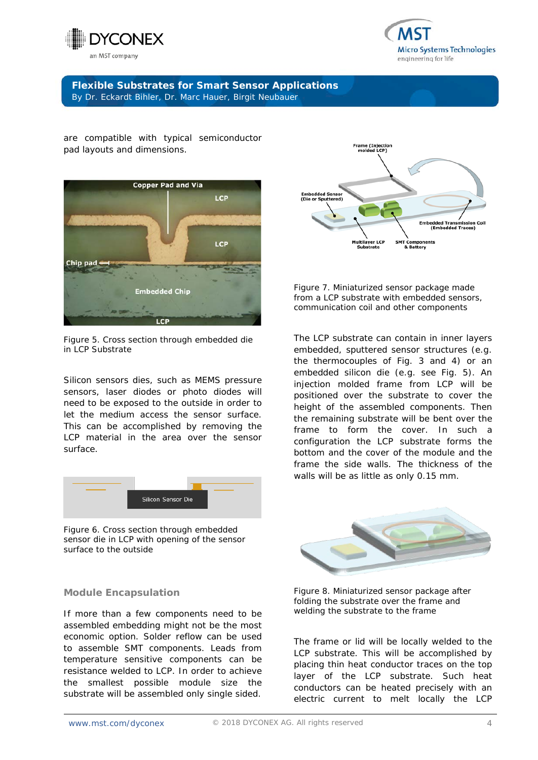are compatible with typical semiconductor pad layouts and dimensions.

Figure 5. Cross section through embedded die in LCP Substrate

Silicon sensors dies, such as MEMS pressure sensors, laser diodes or photo diodes will need to be exposed to the outside in order to let the medium access the sensor surface. This can be accomplished by removing the LCP material in the area over the sensor surface.

Figure 6. Cross section through embedded sensor die in LCP with opening of the sensor surface to the outside

## Module Encapsulation

If more than a few components need to be assembled embedding might not be the most economic option. Solder reflow can be used to assemble SMT components. Leads from temperature sensitive components can be resistance welded to LCP. In order to achieve the smallest possible module size the substrate will be assembled only single sided.

Figure 7. Miniaturized sensor package made from a LCP substrate with embedded sensors, communication coil and other components

The LCP substrate can contain in inner layers embedded, sputtered sensor structures (e.g. the thermocouples of Fig. 3 and 4) or an embedded silicon die (e.g. see Fig. 5). An injection molded frame from LCP will be positioned over the substrate to cover the height of the assembled components. Then the remaining substrate will be bent over the frame to form the cover. In such a configuration the LCP substrate forms the bottom and the cover of the module and the frame the side walls. The thickness of the walls will be as little as only 0.15 mm.

Figure 8. Miniaturized sensor package after folding the substrate over the frame and welding the substrate to the frame

The frame or lid will be locally welded to the LCP substrate. This will be accomplished by placing thin heat conductor traces on the top layer of the LCP substrate. Such heat conductors can be heated precisely with an electric current to melt locally the LCP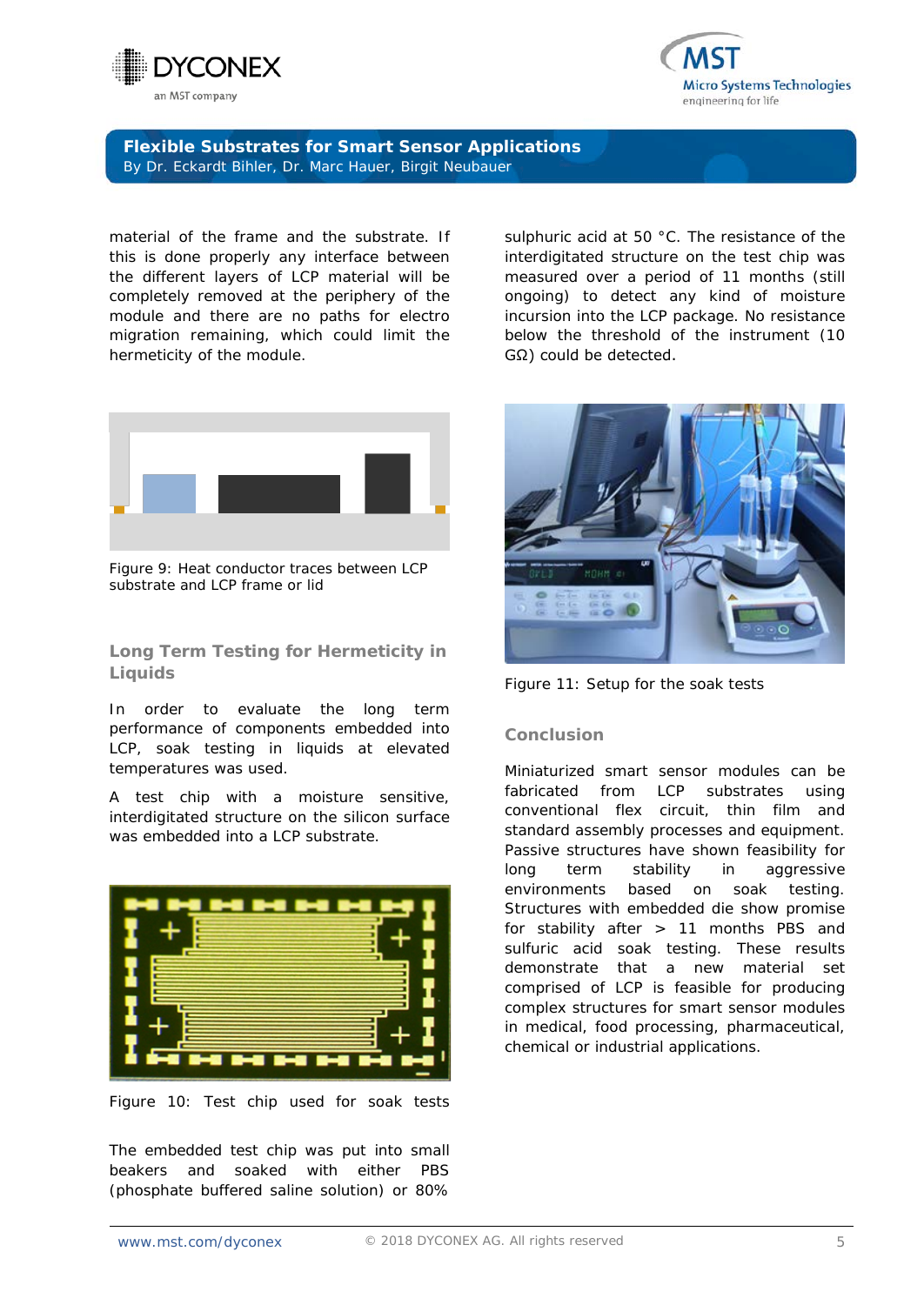material of the frame and the substrate. If this is done properly any interface between the different layers of LCP material will be completely removed at the periphery of the module and there are no paths for electro migration remaining, which could limit the hermeticity of the module.

Figure 9: Heat conductor traces between LCP substrate and LCP frame or lid

## Long Term Testing for Hermeticity in Liquids

In order to evaluate the long term performance of components embedded into LCP, soak testing in liquids at elevated temperatures was used.

A test chip with a moisture sensitive, interdigitated structure on the silicon surface was embedded into a LCP substrate.

Figure 10: Test chip used for soak tests

The embedded test chip was put into small beakers and soaked with either PBS (phosphate buffered saline solution) or 80% sulphuric acid at 50 °C. The resistance of the interdigitated structure on the test chip was measured over a period of 11 months (still ongoing) to detect any kind of moisture incursion into the LCP package. No resistance below the threshold of the instrument (10 GΩ) could be detected.

Figure 11: Setup for the soak tests

## Conclusion

Miniaturized smart sensor modules can be fabricated from LCP substrates using conventional flex circuit, thin film and standard assembly processes and equipment. Passive structures have shown feasibility for long term stability in aggressive environments based on soak testing. Structures with embedded die show promise for stability after > 11 months PBS and sulfuric acid soak testing. These results demonstrate that a new material set comprised of LCP is feasible for producing complex structures for smart sensor modules in medical, food processing, pharmaceutical, chemical or industrial applications.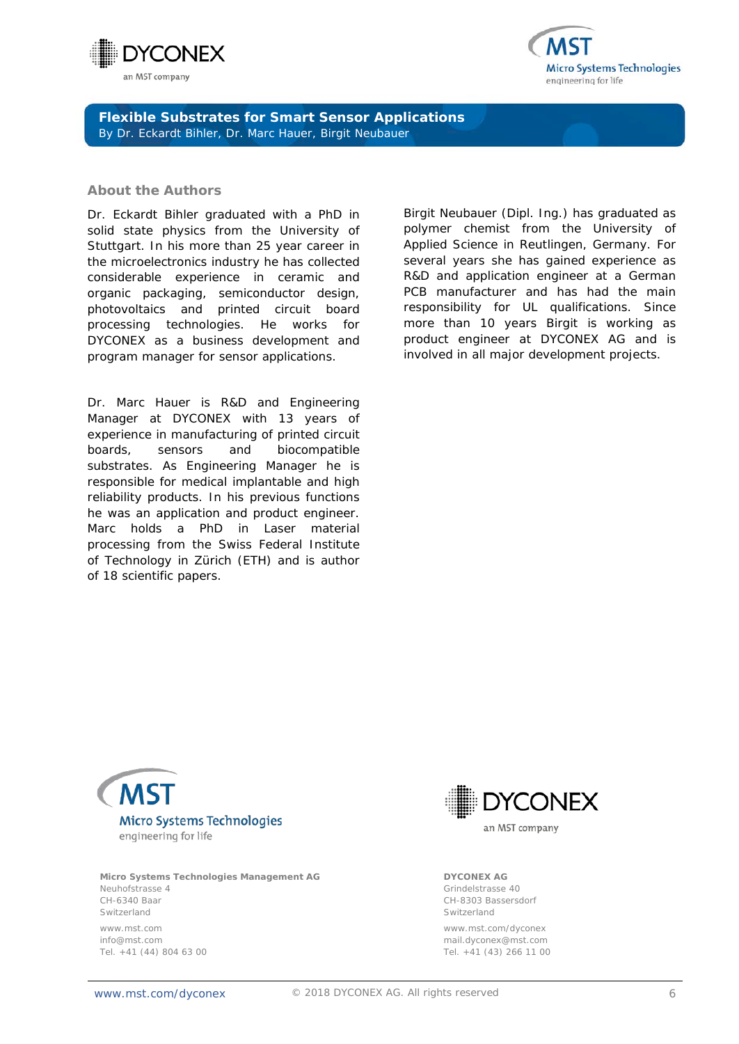## About the Authors

Dr. Eckardt Bihler graduated with a PhD in solid state physics from the University of Stuttgart. In his more than 25 year career in the microelectronics industry he has collected considerable experience in ceramic and organic packaging, semiconductor design, photovoltaics and printed circuit board processing technologies. He works for DYCONEX as a business development and program manager for sensor applications.

Dr. Marc Hauer is R&D and Engineering Manager at DYCONEX with 13 years of experience in manufacturing of printed circuit boards, sensors and biocompatible substrates. As Engineering Manager he is responsible for medical implantable and high reliability products. In his previous functions he was an application and product engineer. Marc holds a PhD in Laser material processing from the Swiss Federal Institute of Technology in Zürich (ETH) and is author of 18 scientific papers.

Birgit Neubauer (Dipl. Ing.) has graduated as polymer chemist from the University of Applied Science in Reutlingen, Germany. For several years she has gained experience as R&D and application engineer at a German PCB manufacturer and has had the main responsibility for UL qualifications. Since more than 10 years Birgit is working as product engineer at DYCONEX AG and is involved in all major development projects.

**Micro Systems Technologies Management AG**
Neuhofstrasse 4
CH-6340 Baar
Switzerland

www.mst.com
info@mst.com
Tel. +41 (44) 804 63 00

**DYCONEX AG**
Grindelstrasse 40
CH-8303 Bassersdorf
Switzerland

www.mst.com/dyconex
mail.dyconex@mst.com
Tel. +41 (43) 266 11 00

© 2018 DYCONEX AG. All rights reserved